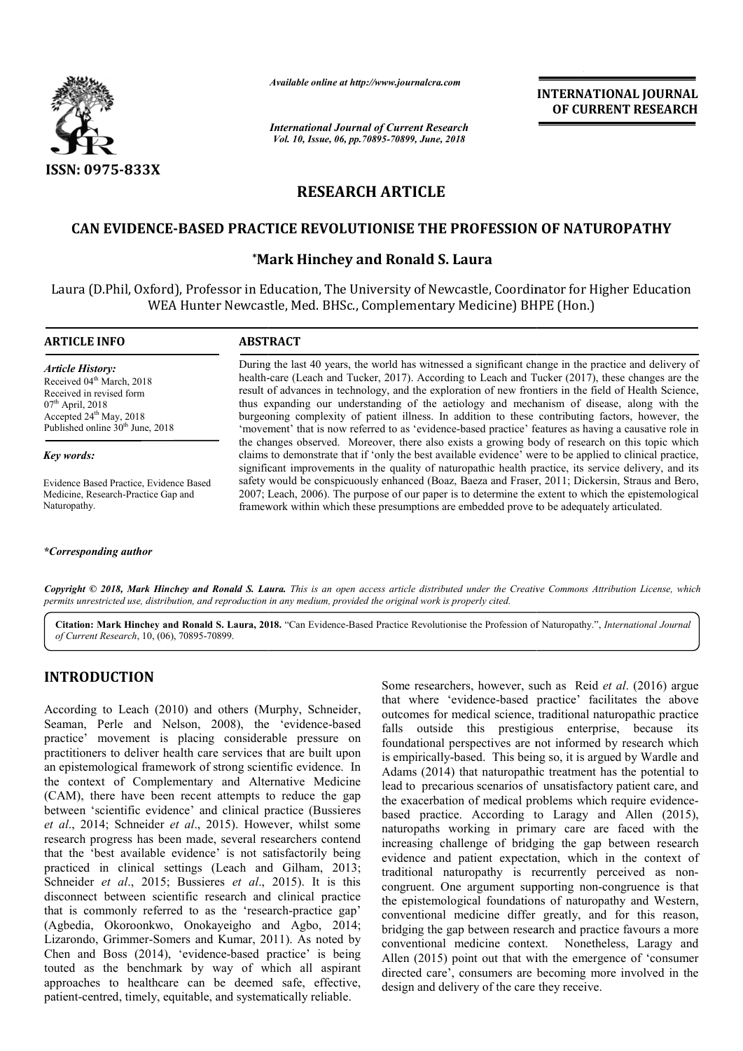*Available online at http://www.journalcra.com*

*International Journal of Current Research*
*Vol. 10, Issue, 06, pp.70895-70899, June, 2018*

**INTERNATIONAL JOURNAL OF CURRENT RESEARCH**

ISSN: 0975-833X

## RESEARCH ARTICLE

# CAN EVIDENCE-BASED PRACTICE REVOLUTIONISE THE PROFESSION OF NATUROPATHY

**\*Mark Hinchey and Ronald S. Laura**

Laura (D.Phil, Oxford), Professor in Education, The University of Newcastle, Coordinator for Higher Education WEA Hunter Newcastle, Med. BHSc., Complementary Medicine) BHPE (Hon.)

**ARTICLE INFO**

*Article History:*
Received 04th March, 2018
Received in revised form 07th April, 2018
Accepted 24th May, 2018
Published online 30th June, 2018

*Key words:*

Evidence Based Practice, Evidence Based Medicine, Research-Practice Gap and Naturopathy.

*\*Corresponding author*

**ABSTRACT**

During the last 40 years, the world has witnessed a significant change in the practice and delivery of health-care (Leach and Tucker, 2017). According to Leach and Tucker (2017), these changes are the result of advances in technology, and the exploration of new frontiers in the field of Health Science, thus expanding our understanding of the aetiology and mechanism of disease, along with the burgeoning complexity of patient illness. In addition to these contributing factors, however, the 'movement' that is now referred to as 'evidence-based practice' features as having a causative role in the changes observed. Moreover, there also exists a growing body of research on this topic which claims to demonstrate that if 'only the best available evidence' were to be applied to clinical practice, significant improvements in the quality of naturopathic health practice, its service delivery, and its safety would be conspicuously enhanced (Boaz, Baeza and Fraser, 2011; Dickersin, Straus and Bero, 2007; Leach, 2006). The purpose of our paper is to determine the extent to which the epistemological framework within which these presumptions are embedded prove to be adequately articulated.

*Copyright © 2018, Mark Hinchey and Ronald S. Laura. This is an open access article distributed under the Creative Commons Attribution License, which permits unrestricted use, distribution, and reproduction in any medium, provided the original work is properly cited.*

**Citation: Mark Hinchey and Ronald S. Laura, 2018.** "Can Evidence-Based Practice Revolutionise the Profession of Naturopathy.", *International Journal of Current Research*, 10, (06), 70895-70899.

## INTRODUCTION

According to Leach (2010) and others (Murphy, Schneider, Seaman, Perle and Nelson, 2008), the 'evidence-based practice' movement is placing considerable pressure on practitioners to deliver health care services that are built upon an epistemological framework of strong scientific evidence. In the context of Complementary and Alternative Medicine (CAM), there have been recent attempts to reduce the gap between 'scientific evidence' and clinical practice (Bussieres *et al*., 2014; Schneider *et al*., 2015). However, whilst some research progress has been made, several researchers contend that the 'best available evidence' is not satisfactorily being practiced in clinical settings (Leach and Gilham, 2013; Schneider *et al*., 2015; Bussieres *et al*., 2015). It is this disconnect between scientific research and clinical practice that is commonly referred to as the 'research-practice gap' (Agbedia, Okoroonkwo, Onokayeigho and Agbo, 2014; Lizarondo, Grimmer-Somers and Kumar, 2011). As noted by Chen and Boss (2014), 'evidence-based practice' is being touted as the benchmark by way of which all aspirant approaches to healthcare can be deemed safe, effective, patient-centred, timely, equitable, and systematically reliable.

Some researchers, however, such as Reid *et al*. (2016) argue that where 'evidence-based practice' facilitates the above outcomes for medical science, traditional naturopathic practice falls outside this prestigious enterprise, because its foundational perspectives are not informed by research which is empirically-based. This being so, it is argued by Wardle and Adams (2014) that naturopathic treatment has the potential to lead to precarious scenarios of unsatisfactory patient care, and the exacerbation of medical problems which require evidence-based practice. According to Laragy and Allen (2015), naturopaths working in primary care are faced with the increasing challenge of bridging the gap between research evidence and patient expectation, which in the context of traditional naturopathy is recurrently perceived as non-congruent. One argument supporting non-congruence is that the epistemological foundations of naturopathy and Western, conventional medicine differ greatly, and for this reason, bridging the gap between research and practice favours a more conventional medicine context. Nonetheless, Laragy and Allen (2015) point out that with the emergence of 'consumer directed care', consumers are becoming more involved in the design and delivery of the care they receive.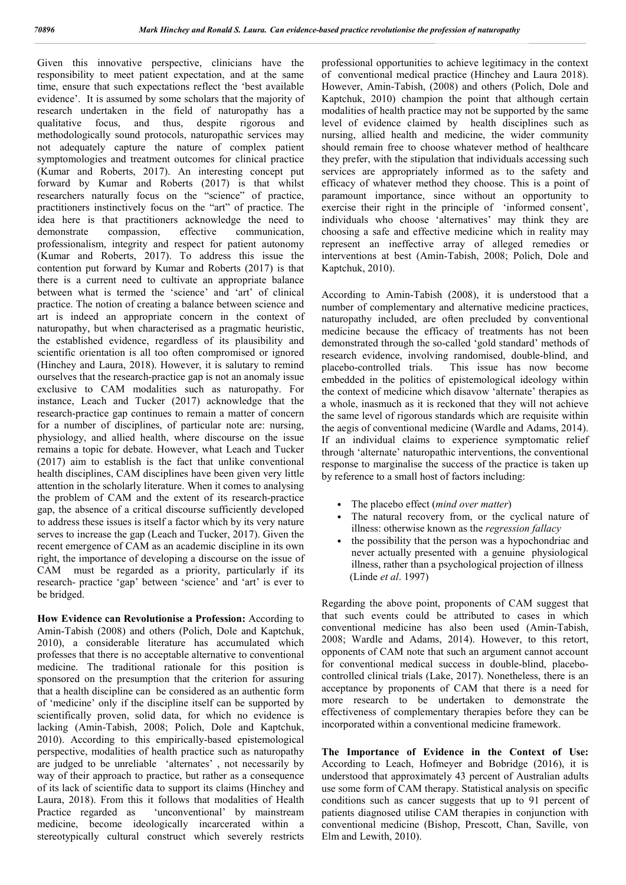Given this innovative perspective, clinicians have the responsibility to meet patient expectation, and at the same time, ensure that such expectations reflect the 'best available evidence'. It is assumed by some scholars that the majority of research undertaken in the field of naturopathy has a qualitative focus, and thus, despite rigorous and methodologically sound protocols, naturopathic services may not adequately capture the nature of complex patient symptomologies and treatment outcomes for clinical practice (Kumar and Roberts, 2017). An interesting concept put forward by Kumar and Roberts (2017) is that whilst researchers naturally focus on the "science" of practice, practitioners instinctively focus on the "art" of practice. The idea here is that practitioners acknowledge the need to demonstrate compassion, effective communication, professionalism, integrity and respect for patient autonomy (Kumar and Roberts, 2017). To address this issue the contention put forward by Kumar and Roberts (2017) is that there is a current need to cultivate an appropriate balance between what is termed the 'science' and 'art' of clinical practice. The notion of creating a balance between science and art is indeed an appropriate concern in the context of naturopathy, but when characterised as a pragmatic heuristic, the established evidence, regardless of its plausibility and scientific orientation is all too often compromised or ignored (Hinchey and Laura, 2018). However, it is salutary to remind ourselves that the research-practice gap is not an anomaly issue exclusive to CAM modalities such as naturopathy. For instance, Leach and Tucker (2017) acknowledge that the research-practice gap continues to remain a matter of concern for a number of disciplines, of particular note are: nursing, physiology, and allied health, where discourse on the issue remains a topic for debate. However, what Leach and Tucker (2017) aim to establish is the fact that unlike conventional health disciplines, CAM disciplines have been given very little attention in the scholarly literature. When it comes to analysing the problem of CAM and the extent of its research-practice gap, the absence of a critical discourse sufficiently developed to address these issues is itself a factor which by its very nature serves to increase the gap (Leach and Tucker, 2017). Given the recent emergence of CAM as an academic discipline in its own right, the importance of developing a discourse on the issue of CAM must be regarded as a priority, particularly if its research- practice 'gap' between 'science' and 'art' is ever to be bridged.

**How Evidence can Revolutionise a Profession:** According to Amin-Tabish (2008) and others (Polich, Dole and Kaptchuk, 2010), a considerable literature has accumulated which professes that there is no acceptable alternative to conventional medicine. The traditional rationale for this position is sponsored on the presumption that the criterion for assuring that a health discipline can be considered as an authentic form of 'medicine' only if the discipline itself can be supported by scientifically proven, solid data, for which no evidence is lacking (Amin-Tabish, 2008; Polich, Dole and Kaptchuk, 2010). According to this empirically-based epistemological perspective, modalities of health practice such as naturopathy are judged to be unreliable 'alternates', not necessarily by way of their approach to practice, but rather as a consequence of its lack of scientific data to support its claims (Hinchey and Laura, 2018). From this it follows that modalities of Health Practice regarded as 'unconventional' by mainstream medicine, become ideologically incarcerated within a stereotypically cultural construct which severely restricts professional opportunities to achieve legitimacy in the context of conventional medical practice (Hinchey and Laura 2018). However, Amin-Tabish, (2008) and others (Polich, Dole and Kaptchuk, 2010) champion the point that although certain modalities of health practice may not be supported by the same level of evidence claimed by health disciplines such as nursing, allied health and medicine, the wider community should remain free to choose whatever method of healthcare they prefer, with the stipulation that individuals accessing such services are appropriately informed as to the safety and efficacy of whatever method they choose. This is a point of paramount importance, since without an opportunity to exercise their right in the principle of 'informed consent', individuals who choose 'alternatives' may think they are choosing a safe and effective medicine which in reality may represent an ineffective array of alleged remedies or interventions at best (Amin-Tabish, 2008; Polich, Dole and Kaptchuk, 2010).

According to Amin-Tabish (2008), it is understood that a number of complementary and alternative medicine practices, naturopathy included, are often precluded by conventional medicine because the efficacy of treatments has not been demonstrated through the so-called 'gold standard' methods of research evidence, involving randomised, double-blind, and placebo-controlled trials. This issue has now become embedded in the politics of epistemological ideology within the context of medicine which disavow 'alternate' therapies as a whole, inasmuch as it is reckoned that they will not achieve the same level of rigorous standards which are requisite within the aegis of conventional medicine (Wardle and Adams, 2014). If an individual claims to experience symptomatic relief through 'alternate' naturopathic interventions, the conventional response to marginalise the success of the practice is taken up by reference to a small host of factors including:

- The placebo effect (*mind over matter*)
- The natural recovery from, or the cyclical nature of illness: otherwise known as the *regression fallacy*
- the possibility that the person was a hypochondriac and never actually presented with a genuine physiological illness, rather than a psychological projection of illness (Linde *et al*. 1997)

Regarding the above point, proponents of CAM suggest that that such events could be attributed to cases in which conventional medicine has also been used (Amin-Tabish, 2008; Wardle and Adams, 2014). However, to this retort, opponents of CAM note that such an argument cannot account for conventional medical success in double-blind, placebo-controlled clinical trials (Lake, 2017). Nonetheless, there is an acceptance by proponents of CAM that there is a need for more research to be undertaken to demonstrate the effectiveness of complementary therapies before they can be incorporated within a conventional medicine framework.

**The Importance of Evidence in the Context of Use:** According to Leach, Hofmeyer and Bobridge (2016), it is understood that approximately 43 percent of Australian adults use some form of CAM therapy. Statistical analysis on specific conditions such as cancer suggests that up to 91 percent of patients diagnosed utilise CAM therapies in conjunction with conventional medicine (Bishop, Prescott, Chan, Saville, von Elm and Lewith, 2010).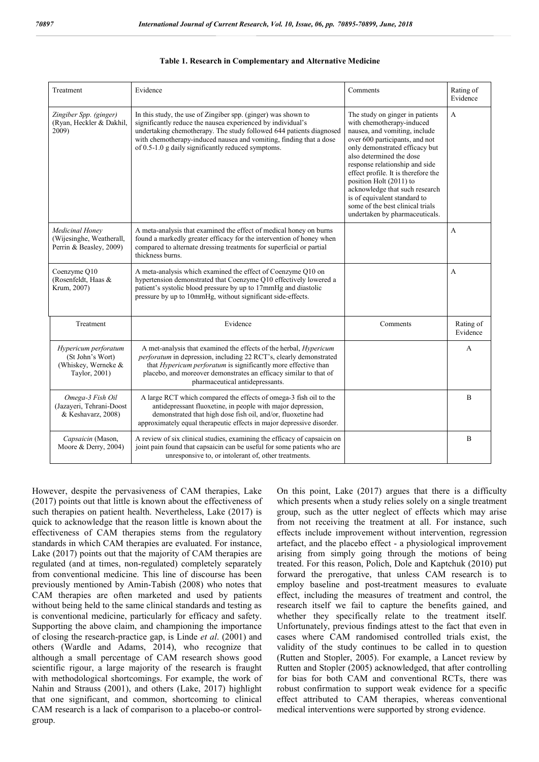**Table 1. Research in Complementary and Alternative Medicine**

| Treatment | Evidence | Comments | Rating of Evidence |
|---|---|---|---|
| *Zingiber Spp. (ginger)* (Ryan, Heckler & Dakhil, 2009) | In this study, the use of Zingiber spp. (ginger) was shown to significantly reduce the nausea experienced by individual's undertaking chemotherapy. The study followed 644 patients diagnosed with chemotherapy-induced nausea and vomiting, finding that a dose of 0.5-1.0 g daily significantly reduced symptoms. | The study on ginger in patients with chemotherapy-induced nausea, and vomiting, include over 600 participants, and not only demonstrated efficacy but also determined the dose response relationship and side effect profile. It is therefore the position Holt (2011) to acknowledge that such research is of equivalent standard to some of the best clinical trials undertaken by pharmaceuticals. | A |
| *Medicinal Honey* (Wijesinghe, Weatherall, Perrin & Beasley, 2009) | A meta-analysis that examined the effect of medical honey on burns found a markedly greater efficacy for the intervention of honey when compared to alternate dressing treatments for superficial or partial thickness burns. | | A |
| Coenzyme Q10 (Rosenfeldt, Haas & Krum, 2007) | A meta-analysis which examined the effect of Coenzyme Q10 on hypertension demonstrated that Coenzyme Q10 effectively lowered a patient's systolic blood pressure by up to 17mmHg and diastolic pressure by up to 10mmHg, without significant side-effects. | | A |
| *Hypericum perforatum* (St John's Wort) (Whiskey, Werneke & Taylor, 2001) | A met-analysis that examined the effects of the herbal, *Hypericum perforatum* in depression, including 22 RCT's, clearly demonstrated that *Hypericum perforatum* is significantly more effective than placebo, and moreover demonstrates an efficacy similar to that of pharmaceutical antidepressants. | | A |
| *Omega-3 Fish Oil* (Jazayeri, Tehrani-Doost & Keshavarz, 2008) | A large RCT which compared the effects of omega-3 fish oil to the antidepressant fluoxetine, in people with major depression, demonstrated that high dose fish oil, and/or, fluoxetine had approximately equal therapeutic effects in major depressive disorder. | | B |
| *Capsaicin* (Mason, Moore & Derry, 2004) | A review of six clinical studies, examining the efficacy of capsaicin on joint pain found that capsaicin can be useful for some patients who are unresponsive to, or intolerant of, other treatments. | | B |

However, despite the pervasiveness of CAM therapies, Lake (2017) points out that little is known about the effectiveness of such therapies on patient health. Nevertheless, Lake (2017) is quick to acknowledge that the reason little is known about the effectiveness of CAM therapies stems from the regulatory standards in which CAM therapies are evaluated. For instance, Lake (2017) points out that the majority of CAM therapies are regulated (and at times, non-regulated) completely separately from conventional medicine. This line of discourse has been previously mentioned by Amin-Tabish (2008) who notes that CAM therapies are often marketed and used by patients without being held to the same clinical standards and testing as is conventional medicine, particularly for efficacy and safety. Supporting the above claim, and championing the importance of closing the research-practice gap, is Linde *et al*. (2001) and others (Wardle and Adams, 2014), who recognize that although a small percentage of CAM research shows good scientific rigour, a large majority of the research is fraught with methodological shortcomings. For example, the work of Nahin and Strauss (2001), and others (Lake, 2017) highlight that one significant, and common, shortcoming to clinical CAM research is a lack of comparison to a placebo-or control-group.

On this point, Lake (2017) argues that there is a difficulty which presents when a study relies solely on a single treatment group, such as the utter neglect of effects which may arise from not receiving the treatment at all. For instance, such effects include improvement without intervention, regression artefact, and the placebo effect - a physiological improvement arising from simply going through the motions of being treated. For this reason, Polich, Dole and Kaptchuk (2010) put forward the prerogative, that unless CAM research is to employ baseline and post-treatment measures to evaluate effect, including the measures of treatment and control, the research itself we fail to capture the benefits gained, and whether they specifically relate to the treatment itself. Unfortunately, previous findings attest to the fact that even in cases where CAM randomised controlled trials exist, the validity of the study continues to be called in to question (Rutten and Stopler, 2005). For example, a Lancet review by Rutten and Stopler (2005) acknowledged, that after controlling for bias for both CAM and conventional RCTs, there was robust confirmation to support weak evidence for a specific effect attributed to CAM therapies, whereas conventional medical interventions were supported by strong evidence.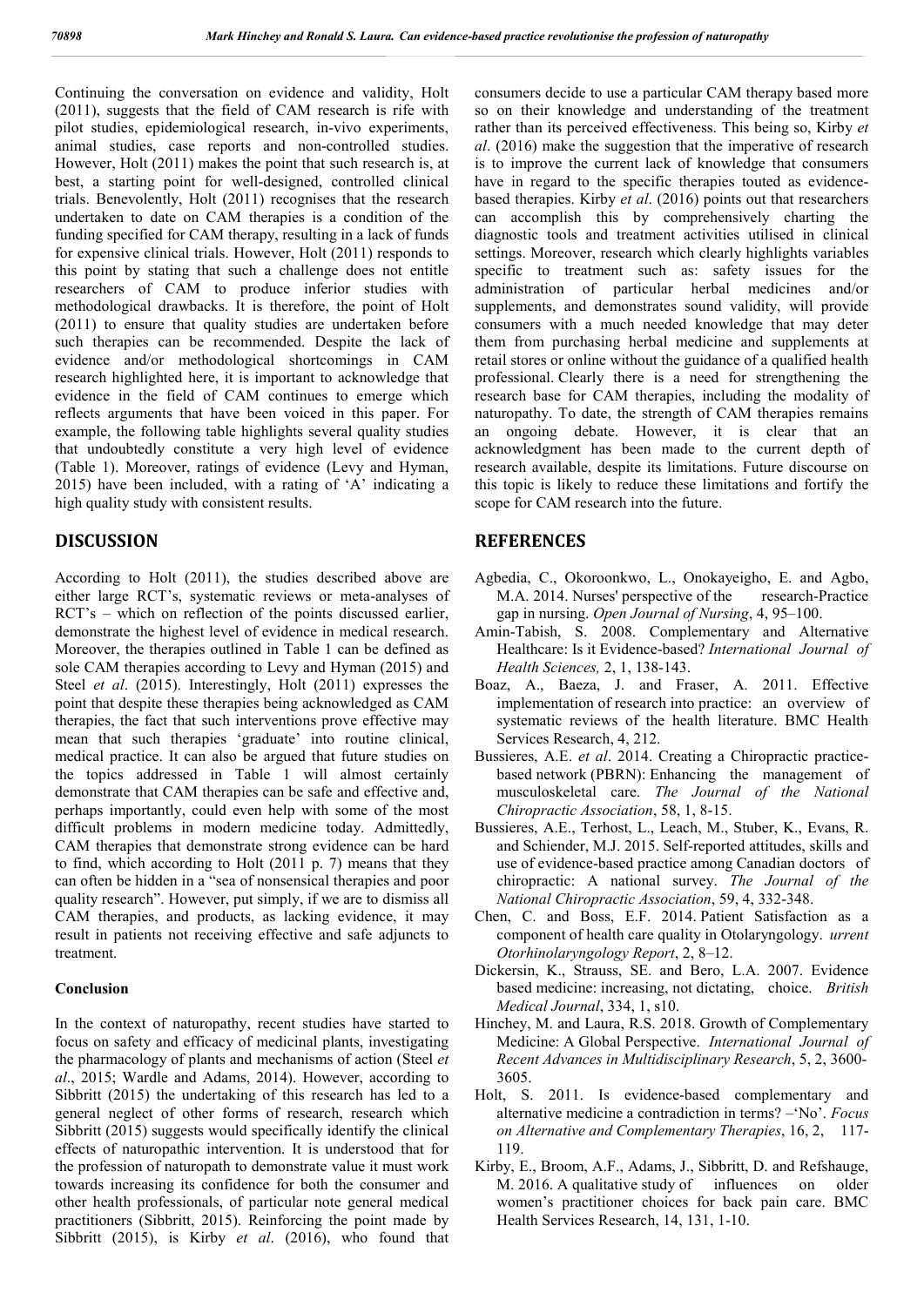Continuing the conversation on evidence and validity, Holt (2011), suggests that the field of CAM research is rife with pilot studies, epidemiological research, in-vivo experiments, animal studies, case reports and non-controlled studies. However, Holt (2011) makes the point that such research is, at best, a starting point for well-designed, controlled clinical trials. Benevolently, Holt (2011) recognises that the research undertaken to date on CAM therapies is a condition of the funding specified for CAM therapy, resulting in a lack of funds for expensive clinical trials. However, Holt (2011) responds to this point by stating that such a challenge does not entitle researchers of CAM to produce inferior studies with methodological drawbacks. It is therefore, the point of Holt (2011) to ensure that quality studies are undertaken before such therapies can be recommended. Despite the lack of evidence and/or methodological shortcomings in CAM research highlighted here, it is important to acknowledge that evidence in the field of CAM continues to emerge which reflects arguments that have been voiced in this paper. For example, the following table highlights several quality studies that undoubtedly constitute a very high level of evidence (Table 1). Moreover, ratings of evidence (Levy and Hyman, 2015) have been included, with a rating of 'A' indicating a high quality study with consistent results.

## DISCUSSION

According to Holt (2011), the studies described above are either large RCT's, systematic reviews or meta-analyses of RCT's – which on reflection of the points discussed earlier, demonstrate the highest level of evidence in medical research. Moreover, the therapies outlined in Table 1 can be defined as sole CAM therapies according to Levy and Hyman (2015) and Steel *et al*. (2015). Interestingly, Holt (2011) expresses the point that despite these therapies being acknowledged as CAM therapies, the fact that such interventions prove effective may mean that such therapies 'graduate' into routine clinical, medical practice. It can also be argued that future studies on the topics addressed in Table 1 will almost certainly demonstrate that CAM therapies can be safe and effective and, perhaps importantly, could even help with some of the most difficult problems in modern medicine today. Admittedly, CAM therapies that demonstrate strong evidence can be hard to find, which according to Holt (2011 p. 7) means that they can often be hidden in a "sea of nonsensical therapies and poor quality research". However, put simply, if we are to dismiss all CAM therapies, and products, as lacking evidence, it may result in patients not receiving effective and safe adjuncts to treatment.

### Conclusion

In the context of naturopathy, recent studies have started to focus on safety and efficacy of medicinal plants, investigating the pharmacology of plants and mechanisms of action (Steel *et al*., 2015; Wardle and Adams, 2014). However, according to Sibbritt (2015) the undertaking of this research has led to a general neglect of other forms of research, research which Sibbritt (2015) suggests would specifically identify the clinical effects of naturopathic intervention. It is understood that for the profession of naturopath to demonstrate value it must work towards increasing its confidence for both the consumer and other health professionals, of particular note general medical practitioners (Sibbritt, 2015). Reinforcing the point made by Sibbritt (2015), is Kirby *et al*. (2016), who found that consumers decide to use a particular CAM therapy based more so on their knowledge and understanding of the treatment rather than its perceived effectiveness. This being so, Kirby *et al*. (2016) make the suggestion that the imperative of research is to improve the current lack of knowledge that consumers have in regard to the specific therapies touted as evidence-based therapies. Kirby *et al*. (2016) points out that researchers can accomplish this by comprehensively charting the diagnostic tools and treatment activities utilised in clinical settings. Moreover, research which clearly highlights variables specific to treatment such as: safety issues for the administration of particular herbal medicines and/or supplements, and demonstrates sound validity, will provide consumers with a much needed knowledge that may deter them from purchasing herbal medicine and supplements at retail stores or online without the guidance of a qualified health professional. Clearly there is a need for strengthening the research base for CAM therapies, including the modality of naturopathy. To date, the strength of CAM therapies remains an ongoing debate. However, it is clear that an acknowledgment has been made to the current depth of research available, despite its limitations. Future discourse on this topic is likely to reduce these limitations and fortify the scope for CAM research into the future.

## REFERENCES

Agbedia, C., Okoroonkwo, L., Onokayeigho, E. and Agbo, M.A. 2014. Nurses' perspective of the research-Practice gap in nursing. *Open Journal of Nursing*, 4, 95–100.

Amin-Tabish, S. 2008. Complementary and Alternative Healthcare: Is it Evidence-based? *International Journal of Health Sciences,* 2, 1, 138-143.

Boaz, A., Baeza, J. and Fraser, A. 2011. Effective implementation of research into practice: an overview of systematic reviews of the health literature. BMC Health Services Research, 4, 212.

Bussieres, A.E. *et al*. 2014. Creating a Chiropractic practice-based network (PBRN): Enhancing the management of musculoskeletal care. *The Journal of the National Chiropractic Association*, 58, 1, 8-15.

Bussieres, A.E., Terhost, L., Leach, M., Stuber, K., Evans, R. and Schiender, M.J. 2015. Self-reported attitudes, skills and use of evidence-based practice among Canadian doctors of chiropractic: A national survey. *The Journal of the National Chiropractic Association*, 59, 4, 332-348.

Chen, C. and Boss, E.F. 2014. Patient Satisfaction as a component of health care quality in Otolaryngology. *urrent Otorhinolaryngology Report*, 2, 8–12.

Dickersin, K., Strauss, SE. and Bero, L.A. 2007. Evidence based medicine: increasing, not dictating, choice. *British Medical Journal*, 334, 1, s10.

Hinchey, M. and Laura, R.S. 2018. Growth of Complementary Medicine: A Global Perspective. *International Journal of Recent Advances in Multidisciplinary Research*, 5, 2, 3600-3605.

Holt, S. 2011. Is evidence-based complementary and alternative medicine a contradiction in terms? –'No'. *Focus on Alternative and Complementary Therapies*, 16, 2, 117-119.

Kirby, E., Broom, A.F., Adams, J., Sibbritt, D. and Refshauge, M. 2016. A qualitative study of influences on older women's practitioner choices for back pain care. BMC Health Services Research, 14, 131, 1-10.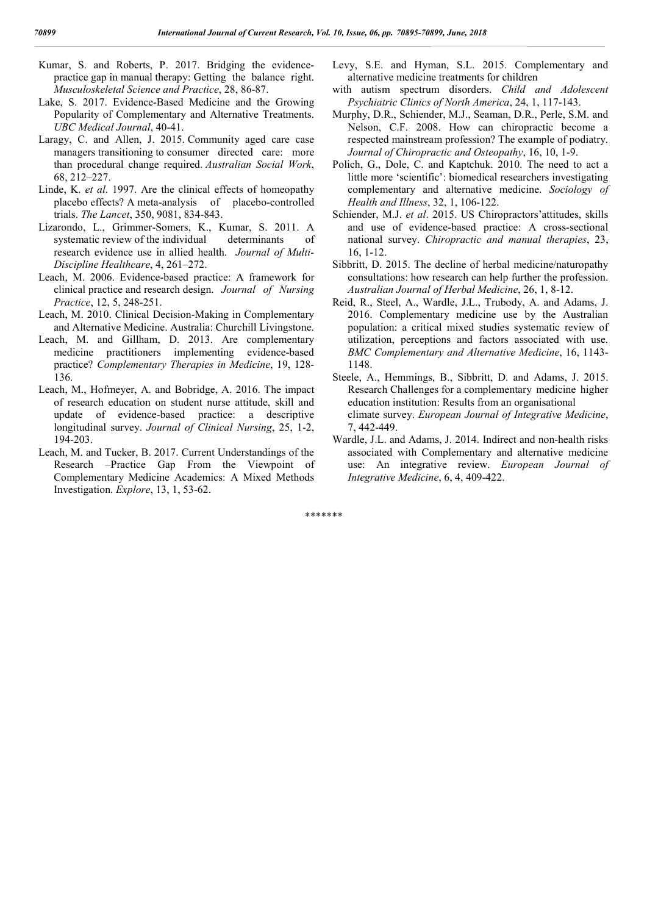- Kumar, S. and Roberts, P. 2017. Bridging the evidence-practice gap in manual therapy: Getting the balance right. *Musculoskeletal Science and Practice*, 28, 86-87.
- Lake, S. 2017. Evidence-Based Medicine and the Growing Popularity of Complementary and Alternative Treatments. *UBC Medical Journal*, 40-41.
- Laragy, C. and Allen, J. 2015. Community aged care case managers transitioning to consumer directed care: more than procedural change required. *Australian Social Work*, 68, 212–227.
- Linde, K. *et al*. 1997. Are the clinical effects of homeopathy placebo effects? A meta-analysis of placebo-controlled trials. *The Lancet*, 350, 9081, 834-843.
- Lizarondo, L., Grimmer-Somers, K., Kumar, S. 2011. A systematic review of the individual determinants of research evidence use in allied health. *Journal of Multi-Discipline Healthcare*, 4, 261–272.
- Leach, M. 2006. Evidence-based practice: A framework for clinical practice and research design. *Journal of Nursing Practice*, 12, 5, 248-251.
- Leach, M. 2010. Clinical Decision-Making in Complementary and Alternative Medicine. Australia: Churchill Livingstone.
- Leach, M. and Gillham, D. 2013. Are complementary medicine practitioners implementing evidence-based practice? *Complementary Therapies in Medicine*, 19, 128-136.
- Leach, M., Hofmeyer, A. and Bobridge, A. 2016. The impact of research education on student nurse attitude, skill and update of evidence-based practice: a descriptive longitudinal survey. *Journal of Clinical Nursing*, 25, 1-2, 194-203.
- Leach, M. and Tucker, B. 2017. Current Understandings of the Research –Practice Gap From the Viewpoint of Complementary Medicine Academics: A Mixed Methods Investigation. *Explore*, 13, 1, 53-62.
- Levy, S.E. and Hyman, S.L. 2015. Complementary and alternative medicine treatments for children with autism spectrum disorders. *Child and Adolescent Psychiatric Clinics of North America*, 24, 1, 117-143.
- Murphy, D.R., Schiender, M.J., Seaman, D.R., Perle, S.M. and Nelson, C.F. 2008. How can chiropractic become a respected mainstream profession? The example of podiatry. *Journal of Chiropractic and Osteopathy*, 16, 10, 1-9.
- Polich, G., Dole, C. and Kaptchuk. 2010. The need to act a little more 'scientific': biomedical researchers investigating complementary and alternative medicine. *Sociology of Health and Illness*, 32, 1, 106-122.
- Schiender, M.J. *et al*. 2015. US Chiropractors'attitudes, skills and use of evidence-based practice: A cross-sectional national survey. *Chiropractic and manual therapies*, 23, 16, 1-12.
- Sibbritt, D. 2015. The decline of herbal medicine/naturopathy consultations: how research can help further the profession. *Australian Journal of Herbal Medicine*, 26, 1, 8-12.
- Reid, R., Steel, A., Wardle, J.L., Trubody, A. and Adams, J. 2016. Complementary medicine use by the Australian population: a critical mixed studies systematic review of utilization, perceptions and factors associated with use. *BMC Complementary and Alternative Medicine*, 16, 1143-1148.
- Steele, A., Hemmings, B., Sibbritt, D. and Adams, J. 2015. Research Challenges for a complementary medicine higher education institution: Results from an organisational climate survey. *European Journal of Integrative Medicine*, 7, 442-449.
- Wardle, J.L. and Adams, J. 2014. Indirect and non-health risks associated with Complementary and alternative medicine use: An integrative review. *European Journal of Integrative Medicine*, 6, 4, 409-422.

*******